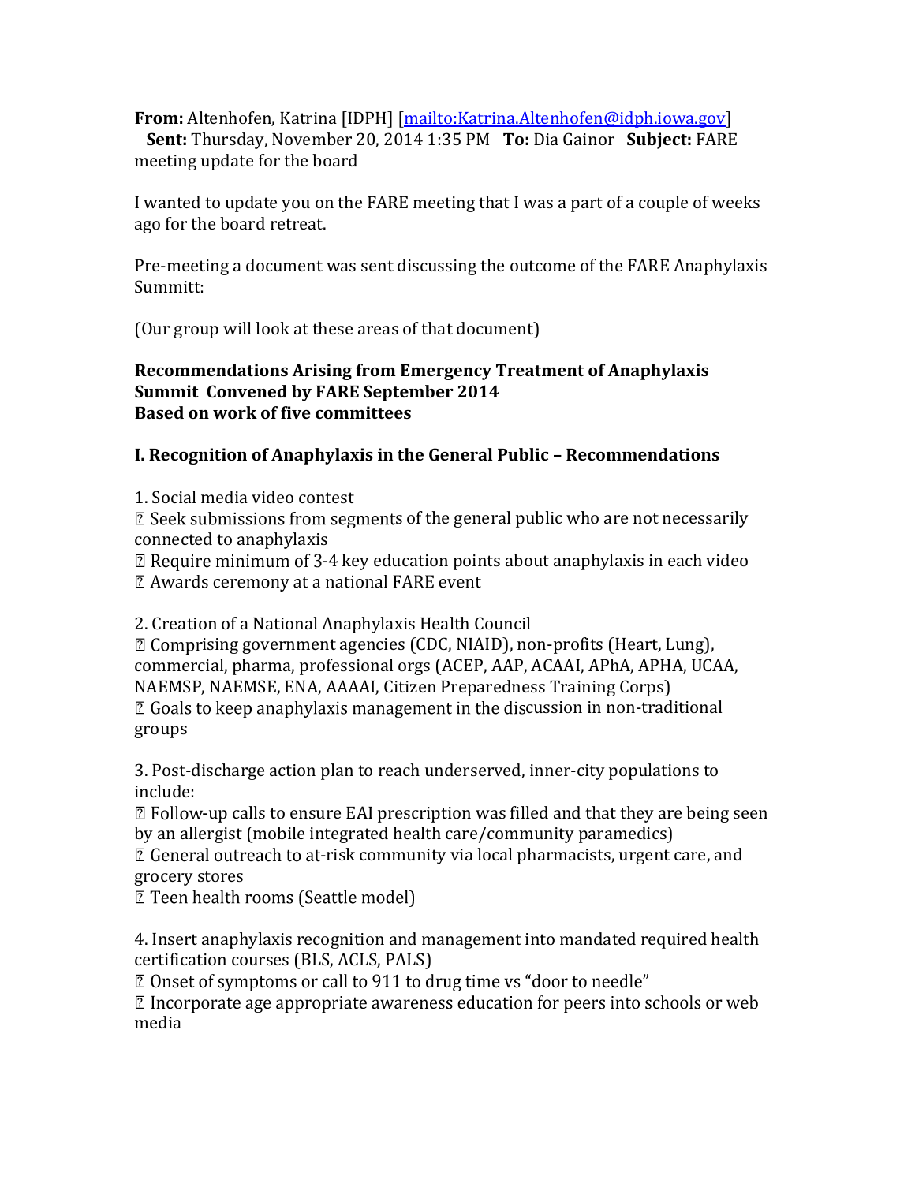**From:** Altenhofen, Katrina [IDPH] [mailto:Katrina.Altenhofen@idph.iowa.gov]
**Sent:** Thursday, November 20, 2014 1:35 PM **To:** Dia Gainor **Subject:** FARE meeting update for the board

I wanted to update you on the FARE meeting that I was a part of a couple of weeks ago for the board retreat.

Pre-meeting a document was sent discussing the outcome of the FARE Anaphylaxis Summitt:

(Our group will look at these areas of that document)

**Recommendations Arising from Emergency Treatment of Anaphylaxis Summit Convened by FARE September 2014**
**Based on work of five committees**

**I. Recognition of Anaphylaxis in the General Public – Recommendations**

1. Social media video contest
   - Seek submissions from segments of the general public who are not necessarily connected to anaphylaxis
   - Require minimum of 3-4 key education points about anaphylaxis in each video
   - Awards ceremony at a national FARE event

2. Creation of a National Anaphylaxis Health Council
   - Comprising government agencies (CDC, NIAID), non-profits (Heart, Lung), commercial, pharma, professional orgs (ACEP, AAP, ACAAI, APhA, APHA, UCAA, NAEMSP, NAEMSE, ENA, AAAAI, Citizen Preparedness Training Corps)
   - Goals to keep anaphylaxis management in the discussion in non-traditional groups

3. Post-discharge action plan to reach underserved, inner-city populations to include:
   - Follow-up calls to ensure EAI prescription was filled and that they are being seen by an allergist (mobile integrated health care/community paramedics)
   - General outreach to at-risk community via local pharmacists, urgent care, and grocery stores
   - Teen health rooms (Seattle model)

4. Insert anaphylaxis recognition and management into mandated required health certification courses (BLS, ACLS, PALS)
   - Onset of symptoms or call to 911 to drug time vs "door to needle"
   - Incorporate age appropriate awareness education for peers into schools or web media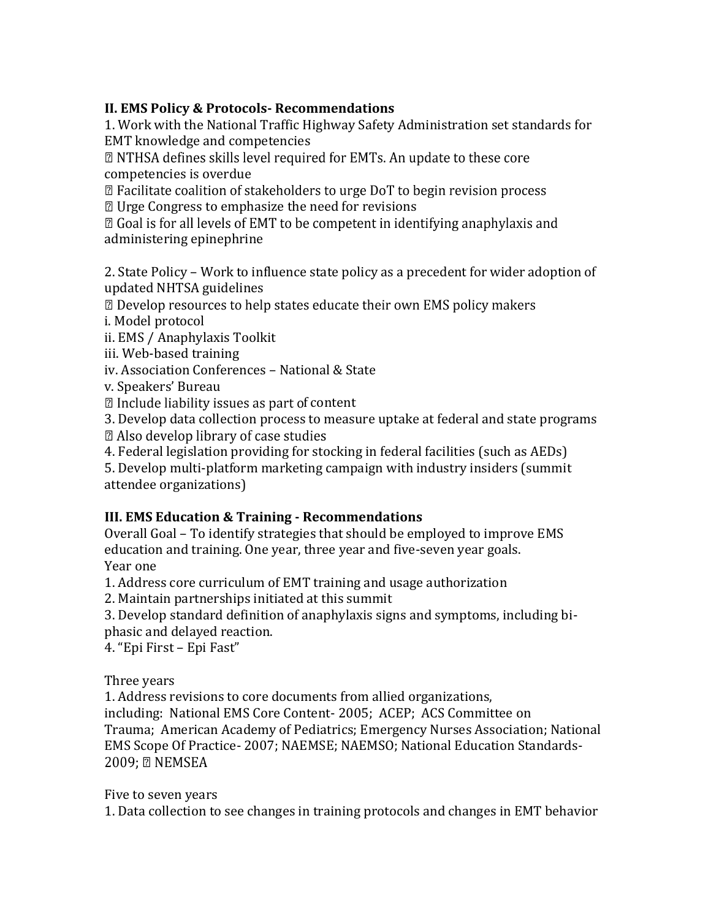**II. EMS Policy & Protocols- Recommendations**

1. Work with the National Traffic Highway Safety Administration set standards for EMT knowledge and competencies
   - NTHSA defines skills level required for EMTs. An update to these core competencies is overdue
   - Facilitate coalition of stakeholders to urge DoT to begin revision process
   - Urge Congress to emphasize the need for revisions
   - Goal is for all levels of EMT to be competent in identifying anaphylaxis and administering epinephrine

2. State Policy – Work to influence state policy as a precedent for wider adoption of updated NHTSA guidelines
   - Develop resources to help states educate their own EMS policy makers

   i. Model protocol  
   ii. EMS / Anaphylaxis Toolkit  
   iii. Web-based training  
   iv. Association Conferences – National & State  
   v. Speakers' Bureau

   - Include liability issues as part of content

3. Develop data collection process to measure uptake at federal and state programs
   - Also develop library of case studies

4. Federal legislation providing for stocking in federal facilities (such as AEDs)
5. Develop multi-platform marketing campaign with industry insiders (summit attendee organizations)

**III. EMS Education & Training - Recommendations**

Overall Goal – To identify strategies that should be employed to improve EMS education and training. One year, three year and five-seven year goals.

Year one

1. Address core curriculum of EMT training and usage authorization
2. Maintain partnerships initiated at this summit
3. Develop standard definition of anaphylaxis signs and symptoms, including bi-phasic and delayed reaction.
4. "Epi First – Epi Fast"

Three years

1. Address revisions to core documents from allied organizations, including: National EMS Core Content- 2005; ACEP; ACS Committee on Trauma; American Academy of Pediatrics; Emergency Nurses Association; National EMS Scope Of Practice- 2007; NAEMSE; NAEMSO; National Education Standards- 2009; NEMSEA

Five to seven years

1. Data collection to see changes in training protocols and changes in EMT behavior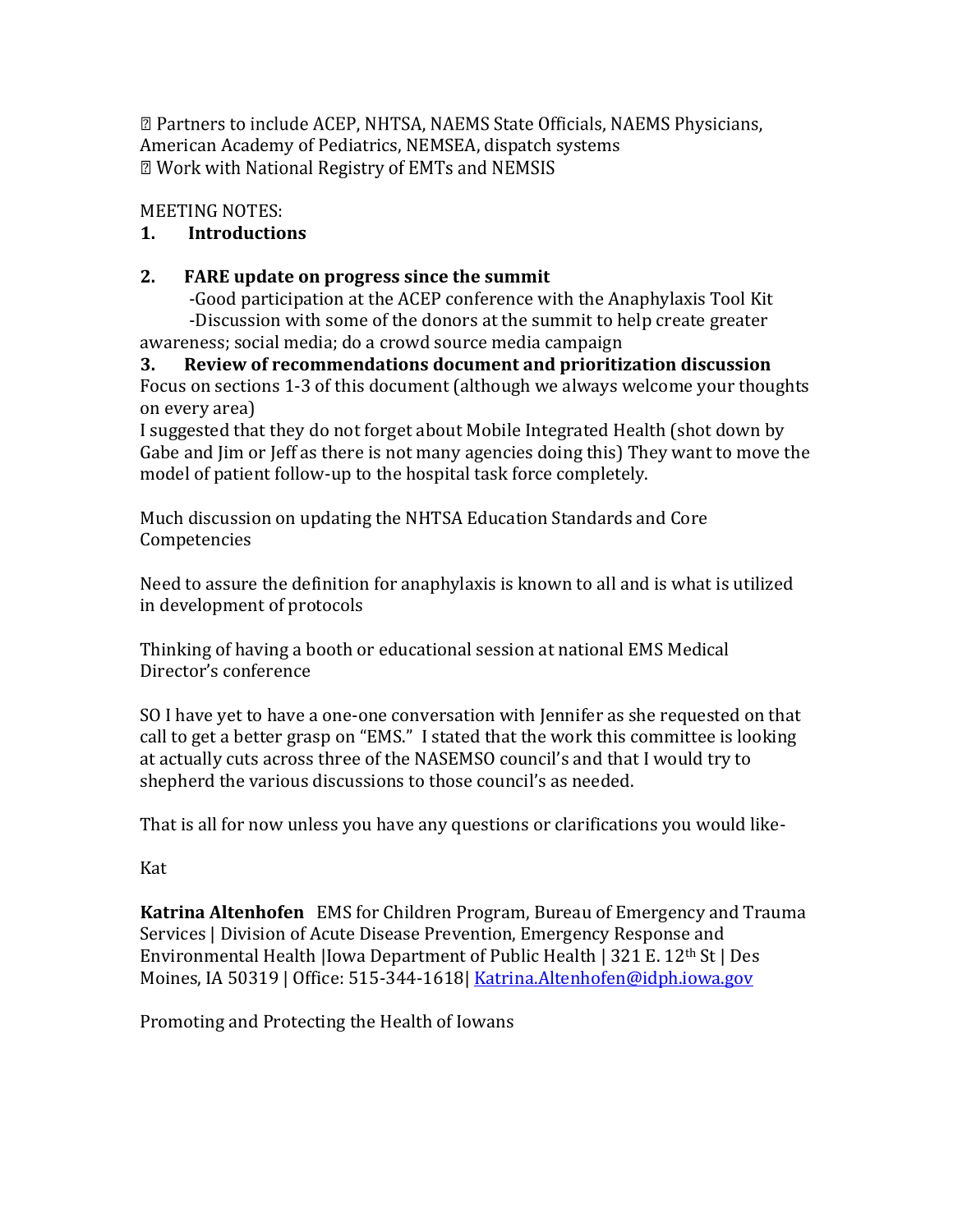- Partners to include ACEP, NHTSA, NAEMS State Officials, NAEMS Physicians, American Academy of Pediatrics, NEMSEA, dispatch systems
- Work with National Registry of EMTs and NEMSIS

MEETING NOTES:

1. **Introductions**

2. **FARE update on progress since the summit**
   -Good participation at the ACEP conference with the Anaphylaxis Tool Kit
   -Discussion with some of the donors at the summit to help create greater awareness; social media; do a crowd source media campaign

3. **Review of recommendations document and prioritization discussion**

Focus on sections 1-3 of this document (although we always welcome your thoughts on every area)

I suggested that they do not forget about Mobile Integrated Health (shot down by Gabe and Jim or Jeff as there is not many agencies doing this) They want to move the model of patient follow-up to the hospital task force completely.

Much discussion on updating the NHTSA Education Standards and Core Competencies

Need to assure the definition for anaphylaxis is known to all and is what is utilized in development of protocols

Thinking of having a booth or educational session at national EMS Medical Director's conference

SO I have yet to have a one-one conversation with Jennifer as she requested on that call to get a better grasp on "EMS." I stated that the work this committee is looking at actually cuts across three of the NASEMSO council's and that I would try to shepherd the various discussions to those council's as needed.

That is all for now unless you have any questions or clarifications you would like-

Kat

**Katrina Altenhofen** EMS for Children Program, Bureau of Emergency and Trauma Services | Division of Acute Disease Prevention, Emergency Response and Environmental Health |Iowa Department of Public Health | 321 E. 12th St | Des Moines, IA 50319 | Office: 515-344-1618| Katrina.Altenhofen@idph.iowa.gov

Promoting and Protecting the Health of Iowans